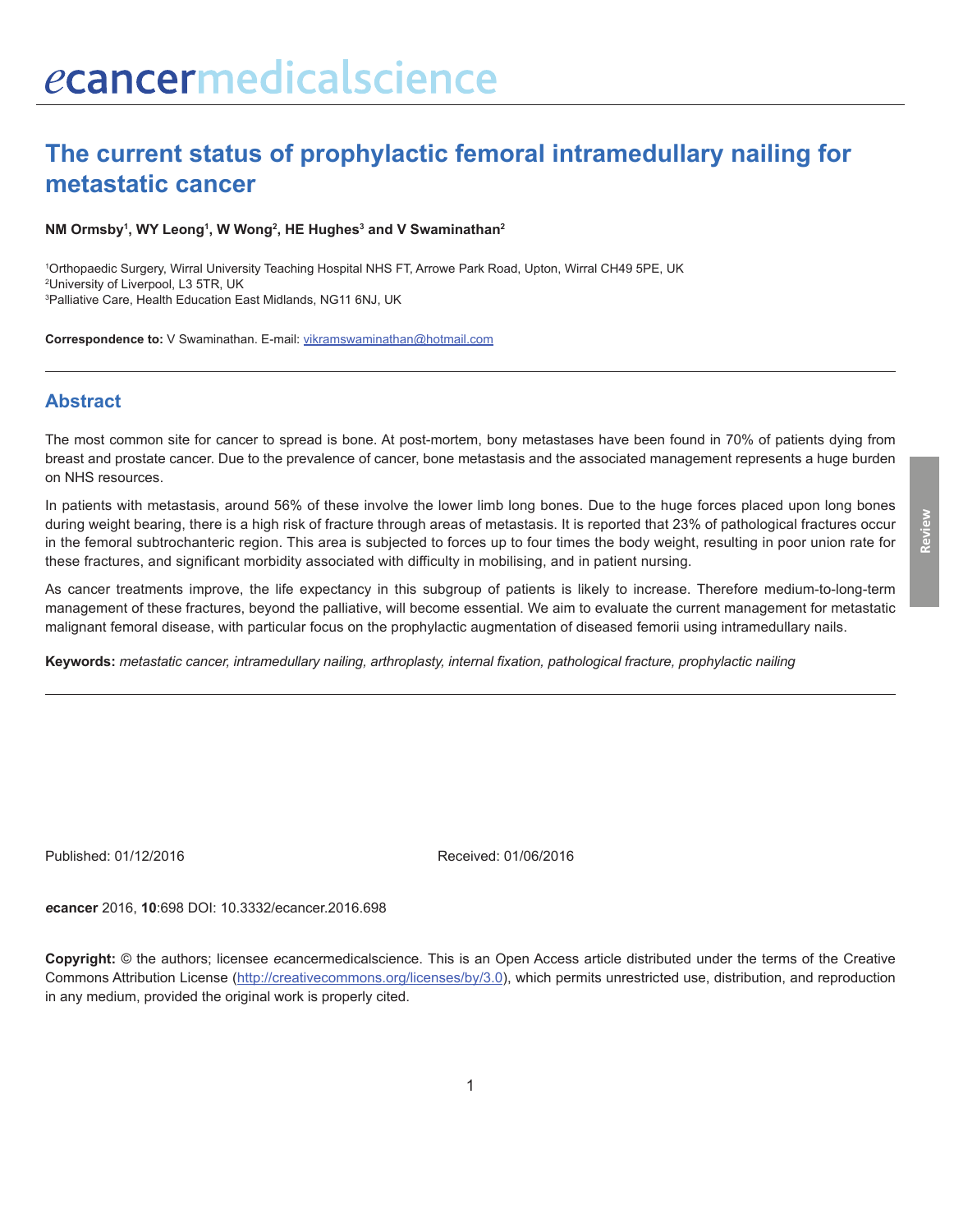# The current status of prophylactic femoral intramedullary nailing for metastatic cancer

**NM Ormsby[1], WY Leong[1], W Wong[2], HE Hughes[3] and V Swaminathan[2]**

[1]Orthopaedic Surgery, Wirral University Teaching Hospital NHS FT, Arrowe Park Road, Upton, Wirral CH49 5PE, UK
[2]University of Liverpool, L3 5TR, UK
[3]Palliative Care, Health Education East Midlands, NG11 6NJ, UK

**Correspondence to:** V Swaminathan. E-mail: vikramswaminathan@hotmail.com

## Abstract

The most common site for cancer to spread is bone. At post-mortem, bony metastases have been found in 70% of patients dying from breast and prostate cancer. Due to the prevalence of cancer, bone metastasis and the associated management represents a huge burden on NHS resources.

In patients with metastasis, around 56% of these involve the lower limb long bones. Due to the huge forces placed upon long bones during weight bearing, there is a high risk of fracture through areas of metastasis. It is reported that 23% of pathological fractures occur in the femoral subtrochanteric region. This area is subjected to forces up to four times the body weight, resulting in poor union rate for these fractures, and significant morbidity associated with difficulty in mobilising, and in patient nursing.

As cancer treatments improve, the life expectancy in this subgroup of patients is likely to increase. Therefore medium-to-long-term management of these fractures, beyond the palliative, will become essential. We aim to evaluate the current management for metastatic malignant femoral disease, with particular focus on the prophylactic augmentation of diseased femorii using intramedullary nails.

**Keywords:** *metastatic cancer, intramedullary nailing, arthroplasty, internal fixation, pathological fracture, prophylactic nailing*

Published: 01/12/2016

Received: 01/06/2016

***e*cancer** 2016, **10**:698 DOI: 10.3332/ecancer.2016.698

**Copyright:** © the authors; licensee *e*cancermedicalscience. This is an Open Access article distributed under the terms of the Creative Commons Attribution License (http://creativecommons.org/licenses/by/3.0), which permits unrestricted use, distribution, and reproduction in any medium, provided the original work is properly cited.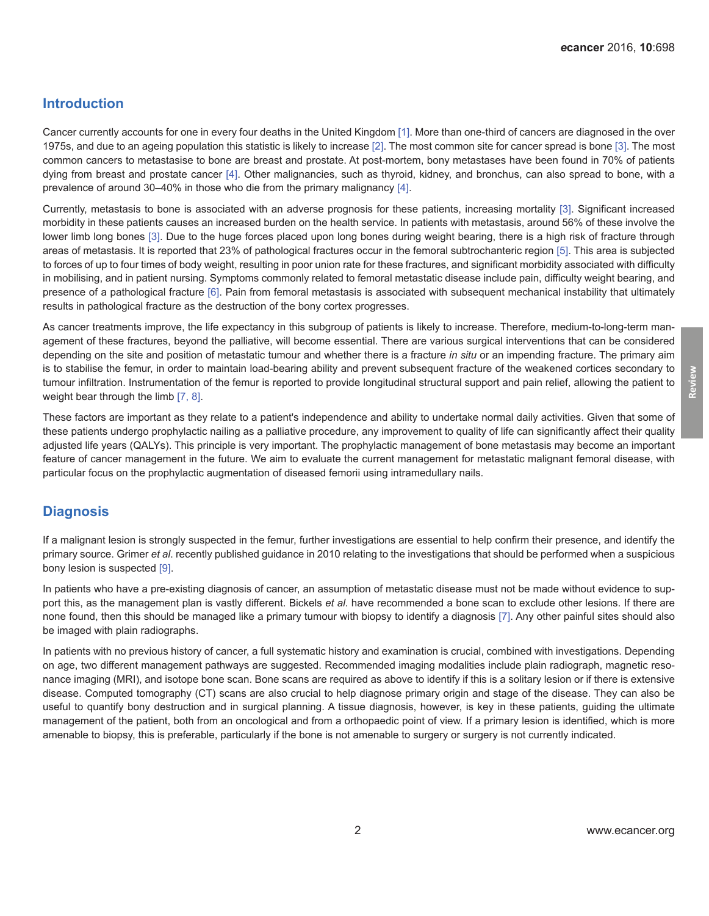## Introduction

Cancer currently accounts for one in every four deaths in the United Kingdom [1]. More than one-third of cancers are diagnosed in the over 1975s, and due to an ageing population this statistic is likely to increase [2]. The most common site for cancer spread is bone [3]. The most common cancers to metastasise to bone are breast and prostate. At post-mortem, bony metastases have been found in 70% of patients dying from breast and prostate cancer [4]. Other malignancies, such as thyroid, kidney, and bronchus, can also spread to bone, with a prevalence of around 30–40% in those who die from the primary malignancy [4].

Currently, metastasis to bone is associated with an adverse prognosis for these patients, increasing mortality [3]. Significant increased morbidity in these patients causes an increased burden on the health service. In patients with metastasis, around 56% of these involve the lower limb long bones [3]. Due to the huge forces placed upon long bones during weight bearing, there is a high risk of fracture through areas of metastasis. It is reported that 23% of pathological fractures occur in the femoral subtrochanteric region [5]. This area is subjected to forces of up to four times of body weight, resulting in poor union rate for these fractures, and significant morbidity associated with difficulty in mobilising, and in patient nursing. Symptoms commonly related to femoral metastatic disease include pain, difficulty weight bearing, and presence of a pathological fracture [6]. Pain from femoral metastasis is associated with subsequent mechanical instability that ultimately results in pathological fracture as the destruction of the bony cortex progresses.

As cancer treatments improve, the life expectancy in this subgroup of patients is likely to increase. Therefore, medium-to-long-term management of these fractures, beyond the palliative, will become essential. There are various surgical interventions that can be considered depending on the site and position of metastatic tumour and whether there is a fracture *in situ* or an impending fracture. The primary aim is to stabilise the femur, in order to maintain load-bearing ability and prevent subsequent fracture of the weakened cortices secondary to tumour infiltration. Instrumentation of the femur is reported to provide longitudinal structural support and pain relief, allowing the patient to weight bear through the limb [7, 8].

These factors are important as they relate to a patient's independence and ability to undertake normal daily activities. Given that some of these patients undergo prophylactic nailing as a palliative procedure, any improvement to quality of life can significantly affect their quality adjusted life years (QALYs). This principle is very important. The prophylactic management of bone metastasis may become an important feature of cancer management in the future. We aim to evaluate the current management for metastatic malignant femoral disease, with particular focus on the prophylactic augmentation of diseased femorii using intramedullary nails.

## Diagnosis

If a malignant lesion is strongly suspected in the femur, further investigations are essential to help confirm their presence, and identify the primary source. Grimer *et al.* recently published guidance in 2010 relating to the investigations that should be performed when a suspicious bony lesion is suspected [9].

In patients who have a pre-existing diagnosis of cancer, an assumption of metastatic disease must not be made without evidence to support this, as the management plan is vastly different. Bickels *et al.* have recommended a bone scan to exclude other lesions. If there are none found, then this should be managed like a primary tumour with biopsy to identify a diagnosis [7]. Any other painful sites should also be imaged with plain radiographs.

In patients with no previous history of cancer, a full systematic history and examination is crucial, combined with investigations. Depending on age, two different management pathways are suggested. Recommended imaging modalities include plain radiograph, magnetic resonance imaging (MRI), and isotope bone scan. Bone scans are required as above to identify if this is a solitary lesion or if there is extensive disease. Computed tomography (CT) scans are also crucial to help diagnose primary origin and stage of the disease. They can also be useful to quantify bony destruction and in surgical planning. A tissue diagnosis, however, is key in these patients, guiding the ultimate management of the patient, both from an oncological and from a orthopaedic point of view. If a primary lesion is identified, which is more amenable to biopsy, this is preferable, particularly if the bone is not amenable to surgery or surgery is not currently indicated.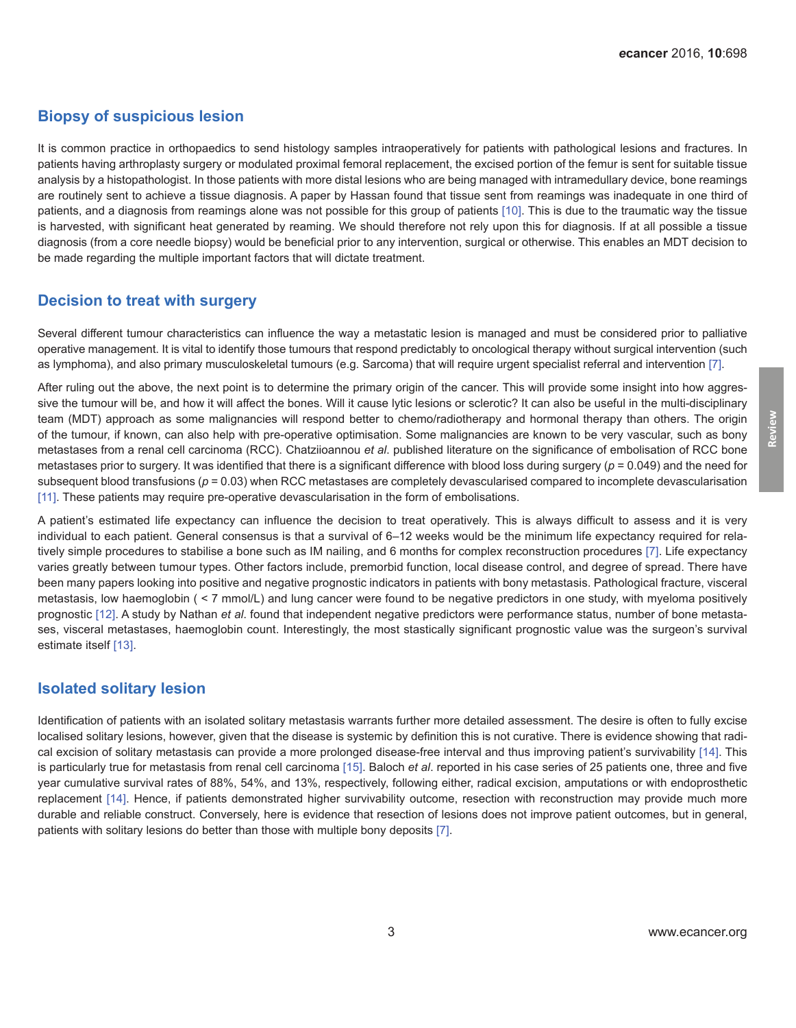## Biopsy of suspicious lesion

It is common practice in orthopaedics to send histology samples intraoperatively for patients with pathological lesions and fractures. In patients having arthroplasty surgery or modulated proximal femoral replacement, the excised portion of the femur is sent for suitable tissue analysis by a histopathologist. In those patients with more distal lesions who are being managed with intramedullary device, bone reamings are routinely sent to achieve a tissue diagnosis. A paper by Hassan found that tissue sent from reamings was inadequate in one third of patients, and a diagnosis from reamings alone was not possible for this group of patients [10]. This is due to the traumatic way the tissue is harvested, with significant heat generated by reaming. We should therefore not rely upon this for diagnosis. If at all possible a tissue diagnosis (from a core needle biopsy) would be beneficial prior to any intervention, surgical or otherwise. This enables an MDT decision to be made regarding the multiple important factors that will dictate treatment.

## Decision to treat with surgery

Several different tumour characteristics can influence the way a metastatic lesion is managed and must be considered prior to palliative operative management. It is vital to identify those tumours that respond predictably to oncological therapy without surgical intervention (such as lymphoma), and also primary musculoskeletal tumours (e.g. Sarcoma) that will require urgent specialist referral and intervention [7].

After ruling out the above, the next point is to determine the primary origin of the cancer. This will provide some insight into how aggressive the tumour will be, and how it will affect the bones. Will it cause lytic lesions or sclerotic? It can also be useful in the multi-disciplinary team (MDT) approach as some malignancies will respond better to chemo/radiotherapy and hormonal therapy than others. The origin of the tumour, if known, can also help with pre-operative optimisation. Some malignancies are known to be very vascular, such as bony metastases from a renal cell carcinoma (RCC). Chatziioannou *et al.* published literature on the significance of embolisation of RCC bone metastases prior to surgery. It was identified that there is a significant difference with blood loss during surgery ($p$ = 0.049) and the need for subsequent blood transfusions ($p$ = 0.03) when RCC metastases are completely devascularised compared to incomplete devascularisation [11]. These patients may require pre-operative devascularisation in the form of embolisations.

A patient's estimated life expectancy can influence the decision to treat operatively. This is always difficult to assess and it is very individual to each patient. General consensus is that a survival of 6–12 weeks would be the minimum life expectancy required for relatively simple procedures to stabilise a bone such as IM nailing, and 6 months for complex reconstruction procedures [7]. Life expectancy varies greatly between tumour types. Other factors include, premorbid function, local disease control, and degree of spread. There have been many papers looking into positive and negative prognostic indicators in patients with bony metastasis. Pathological fracture, visceral metastasis, low haemoglobin ( < 7 mmol/L) and lung cancer were found to be negative predictors in one study, with myeloma positively prognostic [12]. A study by Nathan *et al.* found that independent negative predictors were performance status, number of bone metastases, visceral metastases, haemoglobin count. Interestingly, the most stastically significant prognostic value was the surgeon's survival estimate itself [13].

## Isolated solitary lesion

Identification of patients with an isolated solitary metastasis warrants further more detailed assessment. The desire is often to fully excise localised solitary lesions, however, given that the disease is systemic by definition this is not curative. There is evidence showing that radical excision of solitary metastasis can provide a more prolonged disease-free interval and thus improving patient's survivability [14]. This is particularly true for metastasis from renal cell carcinoma [15]. Baloch *et al*. reported in his case series of 25 patients one, three and five year cumulative survival rates of 88%, 54%, and 13%, respectively, following either, radical excision, amputations or with endoprosthetic replacement [14]. Hence, if patients demonstrated higher survivability outcome, resection with reconstruction may provide much more durable and reliable construct. Conversely, here is evidence that resection of lesions does not improve patient outcomes, but in general, patients with solitary lesions do better than those with multiple bony deposits [7].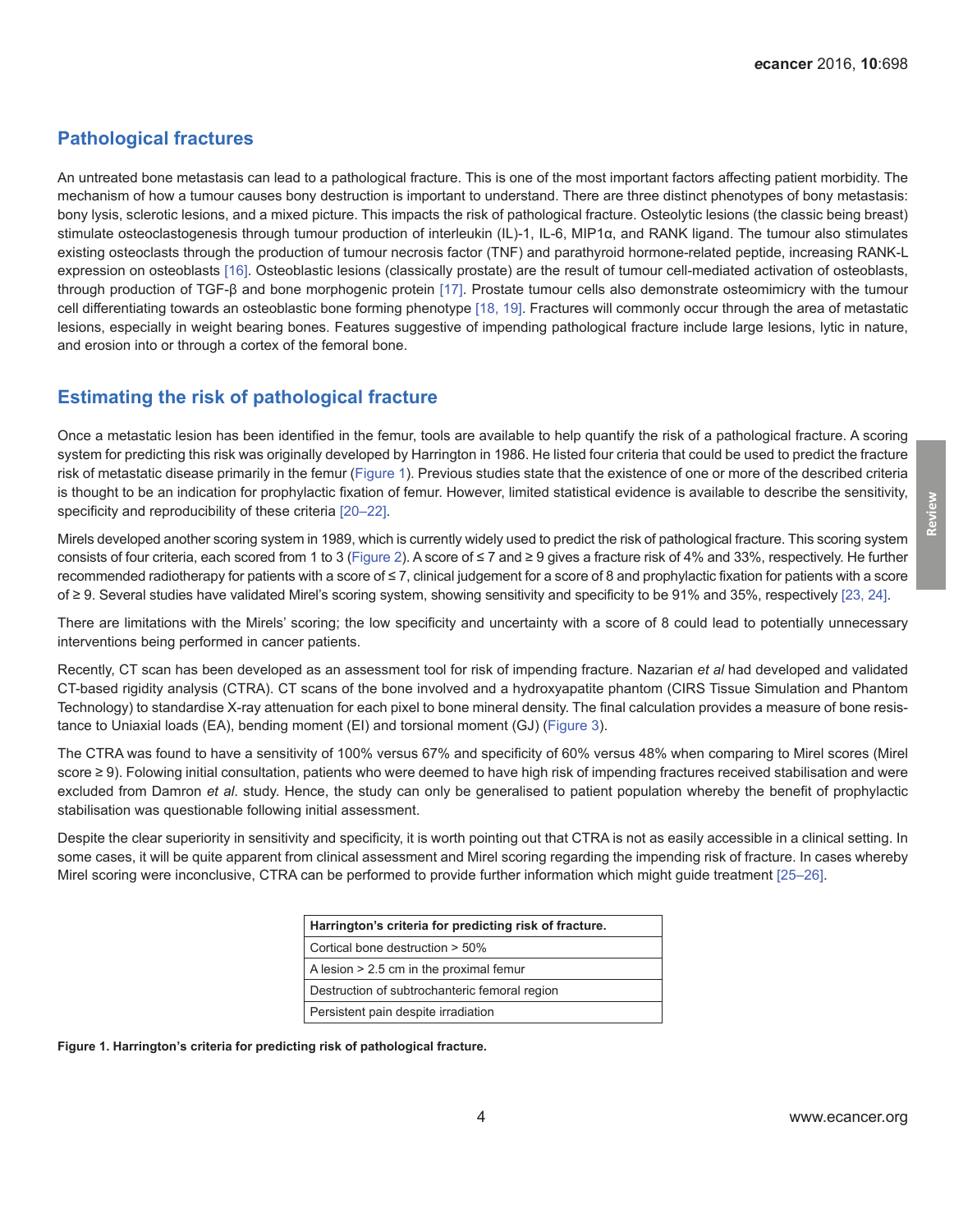## Pathological fractures

An untreated bone metastasis can lead to a pathological fracture. This is one of the most important factors affecting patient morbidity. The mechanism of how a tumour causes bony destruction is important to understand. There are three distinct phenotypes of bony metastasis: bony lysis, sclerotic lesions, and a mixed picture. This impacts the risk of pathological fracture. Osteolytic lesions (the classic being breast) stimulate osteoclastogenesis through tumour production of interleukin (IL)-1, IL-6, MIP1α, and RANK ligand. The tumour also stimulates existing osteoclasts through the production of tumour necrosis factor (TNF) and parathyroid hormone-related peptide, increasing RANK-L expression on osteoblasts [16]. Osteoblastic lesions (classically prostate) are the result of tumour cell-mediated activation of osteoblasts, through production of TGF-β and bone morphogenic protein [17]. Prostate tumour cells also demonstrate osteomimicry with the tumour cell differentiating towards an osteoblastic bone forming phenotype [18, 19]. Fractures will commonly occur through the area of metastatic lesions, especially in weight bearing bones. Features suggestive of impending pathological fracture include large lesions, lytic in nature, and erosion into or through a cortex of the femoral bone.

## Estimating the risk of pathological fracture

Once a metastatic lesion has been identified in the femur, tools are available to help quantify the risk of a pathological fracture. A scoring system for predicting this risk was originally developed by Harrington in 1986. He listed four criteria that could be used to predict the fracture risk of metastatic disease primarily in the femur (Figure 1). Previous studies state that the existence of one or more of the described criteria is thought to be an indication for prophylactic fixation of femur. However, limited statistical evidence is available to describe the sensitivity, specificity and reproducibility of these criteria [20–22].

Mirels developed another scoring system in 1989, which is currently widely used to predict the risk of pathological fracture. This scoring system consists of four criteria, each scored from 1 to 3 (Figure 2). A score of ≤ 7 and ≥ 9 gives a fracture risk of 4% and 33%, respectively. He further recommended radiotherapy for patients with a score of ≤ 7, clinical judgement for a score of 8 and prophylactic fixation for patients with a score of ≥ 9. Several studies have validated Mirel's scoring system, showing sensitivity and specificity to be 91% and 35%, respectively [23, 24].

There are limitations with the Mirels' scoring; the low specificity and uncertainty with a score of 8 could lead to potentially unnecessary interventions being performed in cancer patients.

Recently, CT scan has been developed as an assessment tool for risk of impending fracture. Nazarian *et al* had developed and validated CT-based rigidity analysis (CTRA). CT scans of the bone involved and a hydroxyapatite phantom (CIRS Tissue Simulation and Phantom Technology) to standardise X-ray attenuation for each pixel to bone mineral density. The final calculation provides a measure of bone resistance to Uniaxial loads (EA), bending moment (EI) and torsional moment (GJ) (Figure 3).

The CTRA was found to have a sensitivity of 100% versus 67% and specificity of 60% versus 48% when comparing to Mirel scores (Mirel score ≥ 9). Folowing initial consultation, patients who were deemed to have high risk of impending fractures received stabilisation and were excluded from Damron *et al*. study. Hence, the study can only be generalised to patient population whereby the benefit of prophylactic stabilisation was questionable following initial assessment.

Despite the clear superiority in sensitivity and specificity, it is worth pointing out that CTRA is not as easily accessible in a clinical setting. In some cases, it will be quite apparent from clinical assessment and Mirel scoring regarding the impending risk of fracture. In cases whereby Mirel scoring were inconclusive, CTRA can be performed to provide further information which might guide treatment [25–26].

| Harrington's criteria for predicting risk of fracture. |
|---|
| Cortical bone destruction > 50% |
| A lesion > 2.5 cm in the proximal femur |
| Destruction of subtrochanteric femoral region |
| Persistent pain despite irradiation |

**Figure 1. Harrington's criteria for predicting risk of pathological fracture.**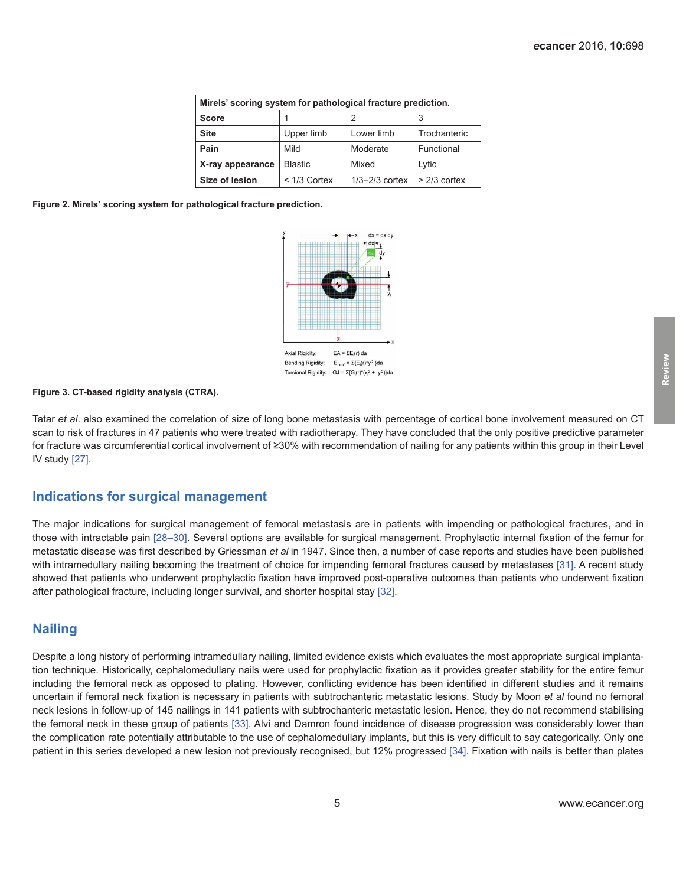| Mirels' scoring system for pathological fracture prediction. | | | |
|---|---|---|---|
| **Score** | 1 | 2 | 3 |
| **Site** | Upper limb | Lower limb | Trochanteric |
| **Pain** | Mild | Moderate | Functional |
| **X-ray appearance** | Blastic | Mixed | Lytic |
| **Size of lesion** | < 1/3 Cortex | 1/3–2/3 cortex | > 2/3 cortex |

**Figure 2. Mirels' scoring system for pathological fracture prediction.**

Axial Rigidity: $EA = \Sigma E_i(r)\, da$

Bending Rigidity: $EI_{x'x} = \Sigma\{E_i(r)^* y_i^2\} da$

Torsional Rigidity: $GJ = \Sigma\{G_i(r)^*(x_i^2 + y_i^2)\} da$

**Figure 3. CT-based rigidity analysis (CTRA).**

Tatar *et al*. also examined the correlation of size of long bone metastasis with percentage of cortical bone involvement measured on CT scan to risk of fractures in 47 patients who were treated with radiotherapy. They have concluded that the only positive predictive parameter for fracture was circumferential cortical involvement of ≥30% with recommendation of nailing for any patients within this group in their Level IV study [27].

## Indications for surgical management

The major indications for surgical management of femoral metastasis are in patients with impending or pathological fractures, and in those with intractable pain [28–30]. Several options are available for surgical management. Prophylactic internal fixation of the femur for metastatic disease was first described by Griessman *et al* in 1947. Since then, a number of case reports and studies have been published with intramedullary nailing becoming the treatment of choice for impending femoral fractures caused by metastases [31]. A recent study showed that patients who underwent prophylactic fixation have improved post-operative outcomes than patients who underwent fixation after pathological fracture, including longer survival, and shorter hospital stay [32].

## Nailing

Despite a long history of performing intramedullary nailing, limited evidence exists which evaluates the most appropriate surgical implantation technique. Historically, cephalomedullary nails were used for prophylactic fixation as it provides greater stability for the entire femur including the femoral neck as opposed to plating. However, conflicting evidence has been identified in different studies and it remains uncertain if femoral neck fixation is necessary in patients with subtrochanteric metastatic lesions. Study by Moon *et al* found no femoral neck lesions in follow-up of 145 nailings in 141 patients with subtrochanteric metastatic lesion. Hence, they do not recommend stabilising the femoral neck in these group of patients [33]. Alvi and Damron found incidence of disease progression was considerably lower than the complication rate potentially attributable to the use of cephalomedullary implants, but this is very difficult to say categorically. Only one patient in this series developed a new lesion not previously recognised, but 12% progressed [34]. Fixation with nails is better than plates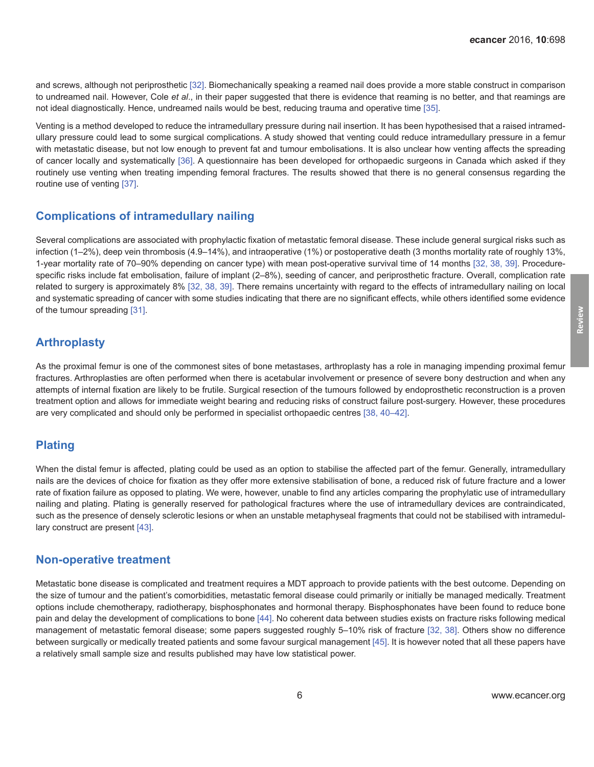and screws, although not periprosthetic [32]. Biomechanically speaking a reamed nail does provide a more stable construct in comparison to undreamed nail. However, Cole *et al*., in their paper suggested that there is evidence that reaming is no better, and that reamings are not ideal diagnostically. Hence, undreamed nails would be best, reducing trauma and operative time [35].

Venting is a method developed to reduce the intramedullary pressure during nail insertion. It has been hypothesised that a raised intramedullary pressure could lead to some surgical complications. A study showed that venting could reduce intramedullary pressure in a femur with metastatic disease, but not low enough to prevent fat and tumour embolisations. It is also unclear how venting affects the spreading of cancer locally and systematically [36]. A questionnaire has been developed for orthopaedic surgeons in Canada which asked if they routinely use venting when treating impending femoral fractures. The results showed that there is no general consensus regarding the routine use of venting [37].

## Complications of intramedullary nailing

Several complications are associated with prophylactic fixation of metastatic femoral disease. These include general surgical risks such as infection (1–2%), deep vein thrombosis (4.9–14%), and intraoperative (1%) or postoperative death (3 months mortality rate of roughly 13%, 1-year mortality rate of 70–90% depending on cancer type) with mean post-operative survival time of 14 months [32, 38, 39]. Procedure-specific risks include fat embolisation, failure of implant (2–8%), seeding of cancer, and periprosthetic fracture. Overall, complication rate related to surgery is approximately 8% [32, 38, 39]. There remains uncertainty with regard to the effects of intramedullary nailing on local and systematic spreading of cancer with some studies indicating that there are no significant effects, while others identified some evidence of the tumour spreading [31].

## Arthroplasty

As the proximal femur is one of the commonest sites of bone metastases, arthroplasty has a role in managing impending proximal femur fractures. Arthroplasties are often performed when there is acetabular involvement or presence of severe bony destruction and when any attempts of internal fixation are likely to be frutile. Surgical resection of the tumours followed by endoprosthetic reconstruction is a proven treatment option and allows for immediate weight bearing and reducing risks of construct failure post-surgery. However, these procedures are very complicated and should only be performed in specialist orthopaedic centres [38, 40–42].

## Plating

When the distal femur is affected, plating could be used as an option to stabilise the affected part of the femur. Generally, intramedullary nails are the devices of choice for fixation as they offer more extensive stabilisation of bone, a reduced risk of future fracture and a lower rate of fixation failure as opposed to plating. We were, however, unable to find any articles comparing the prophylatic use of intramedullary nailing and plating. Plating is generally reserved for pathological fractures where the use of intramedullary devices are contraindicated, such as the presence of densely sclerotic lesions or when an unstable metaphyseal fragments that could not be stabilised with intramedullary construct are present [43].

## Non-operative treatment

Metastatic bone disease is complicated and treatment requires a MDT approach to provide patients with the best outcome. Depending on the size of tumour and the patient's comorbidities, metastatic femoral disease could primarily or initially be managed medically. Treatment options include chemotherapy, radiotherapy, bisphosphonates and hormonal therapy. Bisphosphonates have been found to reduce bone pain and delay the development of complications to bone [44]. No coherent data between studies exists on fracture risks following medical management of metastatic femoral disease; some papers suggested roughly 5–10% risk of fracture [32, 38]. Others show no difference between surgically or medically treated patients and some favour surgical management [45]. It is however noted that all these papers have a relatively small sample size and results published may have low statistical power.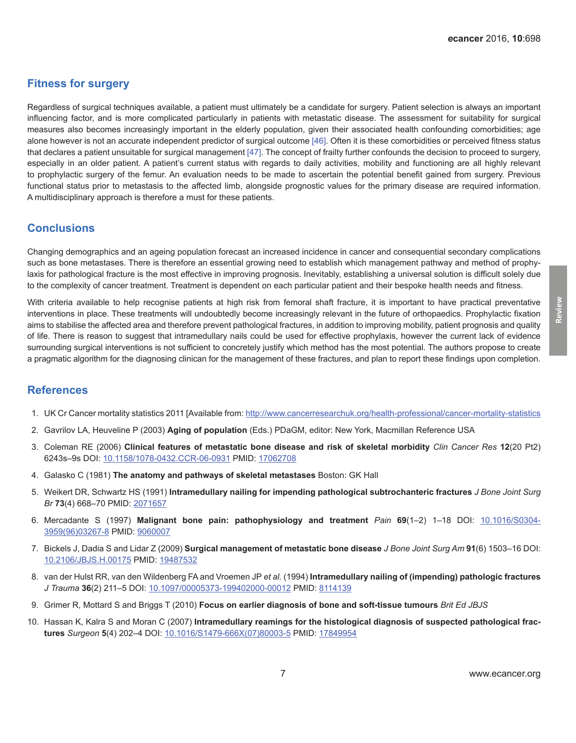## Fitness for surgery

Regardless of surgical techniques available, a patient must ultimately be a candidate for surgery. Patient selection is always an important influencing factor, and is more complicated particularly in patients with metastatic disease. The assessment for suitability for surgical measures also becomes increasingly important in the elderly population, given their associated health confounding comorbidities; age alone however is not an accurate independent predictor of surgical outcome [46]. Often it is these comorbidities or perceived fitness status that declares a patient unsuitable for surgical management [47]. The concept of frailty further confounds the decision to proceed to surgery, especially in an older patient. A patient's current status with regards to daily activities, mobility and functioning are all highly relevant to prophylactic surgery of the femur. An evaluation needs to be made to ascertain the potential benefit gained from surgery. Previous functional status prior to metastasis to the affected limb, alongside prognostic values for the primary disease are required information. A multidisciplinary approach is therefore a must for these patients.

## Conclusions

Changing demographics and an ageing population forecast an increased incidence in cancer and consequential secondary complications such as bone metastases. There is therefore an essential growing need to establish which management pathway and method of prophylaxis for pathological fracture is the most effective in improving prognosis. Inevitably, establishing a universal solution is difficult solely due to the complexity of cancer treatment. Treatment is dependent on each particular patient and their bespoke health needs and fitness.

With criteria available to help recognise patients at high risk from femoral shaft fracture, it is important to have practical preventative interventions in place. These treatments will undoubtedly become increasingly relevant in the future of orthopaedics. Prophylactic fixation aims to stabilise the affected area and therefore prevent pathological fractures, in addition to improving mobility, patient prognosis and quality of life. There is reason to suggest that intramedullary nails could be used for effective prophylaxis, however the current lack of evidence surrounding surgical interventions is not sufficient to concretely justify which method has the most potential. The authors propose to create a pragmatic algorithm for the diagnosing clinican for the management of these fractures, and plan to report these findings upon completion.

## References

1. UK Cr Cancer mortality statistics 2011 [Available from: http://www.cancerresearchuk.org/health-professional/cancer-mortality-statistics
2. Gavrilov LA, Heuveline P (2003) **Aging of population** (Eds.) PDaGM, editor: New York, Macmillan Reference USA
3. Coleman RE (2006) **Clinical features of metastatic bone disease and risk of skeletal morbidity** *Clin Cancer Res* **12**(20 Pt2) 6243s–9s DOI: 10.1158/1078-0432.CCR-06-0931 PMID: 17062708
4. Galasko C (1981) **The anatomy and pathways of skeletal metastases** Boston: GK Hall
5. Weikert DR, Schwartz HS (1991) **Intramedullary nailing for impending pathological subtrochanteric fractures** *J Bone Joint Surg Br* **73**(4) 668–70 PMID: 2071657
6. Mercadante S (1997) **Malignant bone pain: pathophysiology and treatment** *Pain* **69**(1–2) 1–18 DOI: 10.1016/S0304-3959(96)03267-8 PMID: 9060007
7. Bickels J, Dadia S and Lidar Z (2009) **Surgical management of metastatic bone disease** *J Bone Joint Surg Am* **91**(6) 1503–16 DOI: 10.2106/JBJS.H.00175 PMID: 19487532
8. van der Hulst RR, van den Wildenberg FA and Vroemen JP *et al.* (1994) **Intramedullary nailing of (impending) pathologic fractures** *J Trauma* **36**(2) 211–5 DOI: 10.1097/00005373-199402000-00012 PMID: 8114139
9. Grimer R, Mottard S and Briggs T (2010) **Focus on earlier diagnosis of bone and soft-tissue tumours** *Brit Ed JBJS*
10. Hassan K, Kalra S and Moran C (2007) **Intramedullary reamings for the histological diagnosis of suspected pathological fractures** *Surgeon* **5**(4) 202–4 DOI: 10.1016/S1479-666X(07)80003-5 PMID: 17849954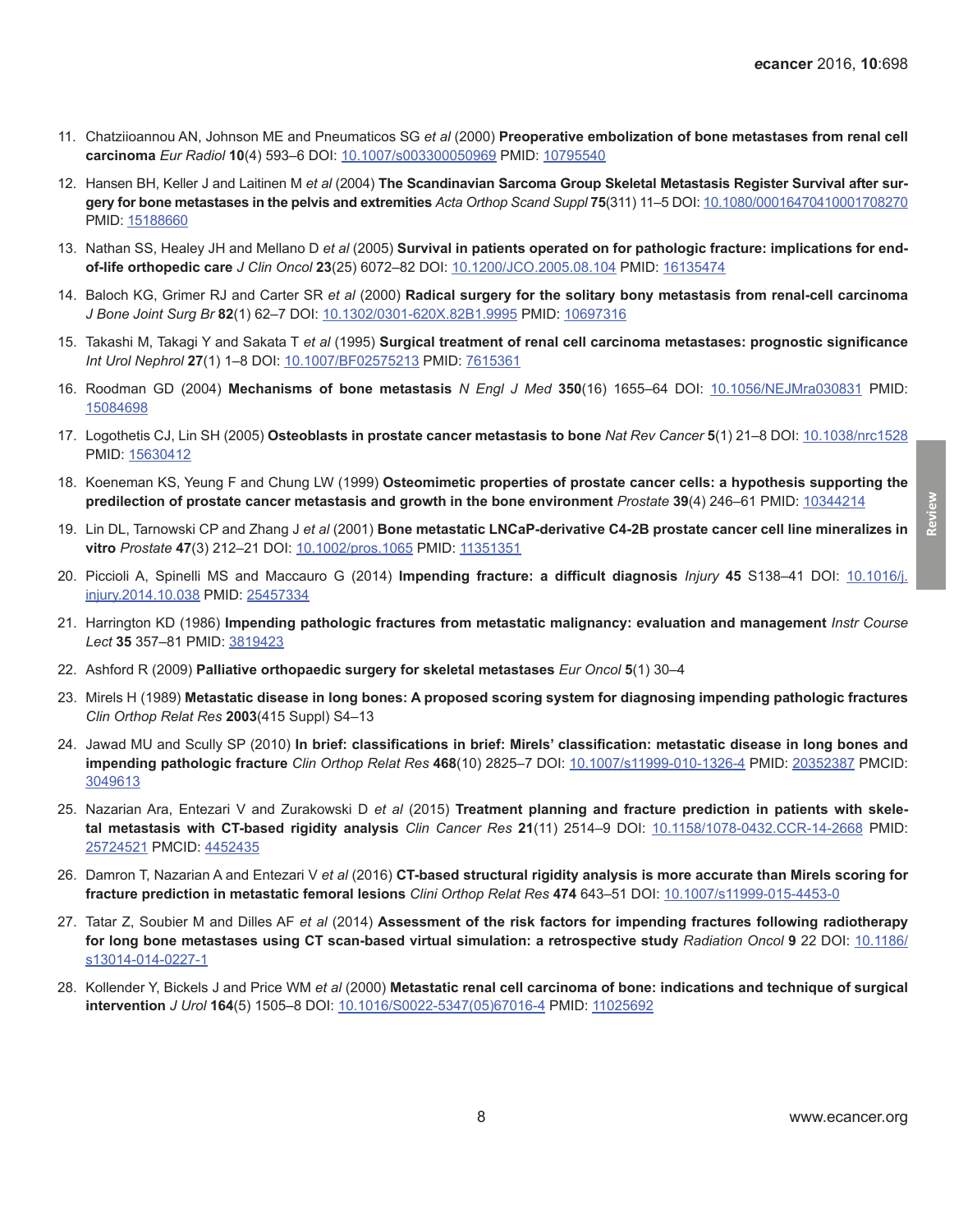11. Chatziioannou AN, Johnson ME and Pneumaticos SG *et al* (2000) **Preoperative embolization of bone metastases from renal cell carcinoma** *Eur Radiol* **10**(4) 593–6 DOI: 10.1007/s003300050969 PMID: 10795540

12. Hansen BH, Keller J and Laitinen M *et al* (2004) **The Scandinavian Sarcoma Group Skeletal Metastasis Register Survival after surgery for bone metastases in the pelvis and extremities** *Acta Orthop Scand Suppl* **75**(311) 11–5 DOI: 10.1080/00016470410001708270 PMID: 15188660

13. Nathan SS, Healey JH and Mellano D *et al* (2005) **Survival in patients operated on for pathologic fracture: implications for end-of-life orthopedic care** *J Clin Oncol* **23**(25) 6072–82 DOI: 10.1200/JCO.2005.08.104 PMID: 16135474

14. Baloch KG, Grimer RJ and Carter SR *et al* (2000) **Radical surgery for the solitary bony metastasis from renal-cell carcinoma** *J Bone Joint Surg Br* **82**(1) 62–7 DOI: 10.1302/0301-620X.82B1.9995 PMID: 10697316

15. Takashi M, Takagi Y and Sakata T *et al* (1995) **Surgical treatment of renal cell carcinoma metastases: prognostic significance** *Int Urol Nephrol* **27**(1) 1–8 DOI: 10.1007/BF02575213 PMID: 7615361

16. Roodman GD (2004) **Mechanisms of bone metastasis** *N Engl J Med* **350**(16) 1655–64 DOI: 10.1056/NEJMra030831 PMID: 15084698

17. Logothetis CJ, Lin SH (2005) **Osteoblasts in prostate cancer metastasis to bone** *Nat Rev Cancer* **5**(1) 21–8 DOI: 10.1038/nrc1528 PMID: 15630412

18. Koeneman KS, Yeung F and Chung LW (1999) **Osteomimetic properties of prostate cancer cells: a hypothesis supporting the predilection of prostate cancer metastasis and growth in the bone environment** *Prostate* **39**(4) 246–61 PMID: 10344214

19. Lin DL, Tarnowski CP and Zhang J *et al* (2001) **Bone metastatic LNCaP-derivative C4-2B prostate cancer cell line mineralizes in vitro** *Prostate* **47**(3) 212–21 DOI: 10.1002/pros.1065 PMID: 11351351

20. Piccioli A, Spinelli MS and Maccauro G (2014) **Impending fracture: a difficult diagnosis** *Injury* **45** S138–41 DOI: 10.1016/j.injury.2014.10.038 PMID: 25457334

21. Harrington KD (1986) **Impending pathologic fractures from metastatic malignancy: evaluation and management** *Instr Course Lect* **35** 357–81 PMID: 3819423

22. Ashford R (2009) **Palliative orthopaedic surgery for skeletal metastases** *Eur Oncol* **5**(1) 30–4

23. Mirels H (1989) **Metastatic disease in long bones: A proposed scoring system for diagnosing impending pathologic fractures** *Clin Orthop Relat Res* **2003**(415 Suppl) S4–13

24. Jawad MU and Scully SP (2010) **In brief: classifications in brief: Mirels' classification: metastatic disease in long bones and impending pathologic fracture** *Clin Orthop Relat Res* **468**(10) 2825–7 DOI: 10.1007/s11999-010-1326-4 PMID: 20352387 PMCID: 3049613

25. Nazarian Ara, Entezari V and Zurakowski D *et al* (2015) **Treatment planning and fracture prediction in patients with skeletal metastasis with CT-based rigidity analysis** *Clin Cancer Res* **21**(11) 2514–9 DOI: 10.1158/1078-0432.CCR-14-2668 PMID: 25724521 PMCID: 4452435

26. Damron T, Nazarian A and Entezari V *et al* (2016) **CT-based structural rigidity analysis is more accurate than Mirels scoring for fracture prediction in metastatic femoral lesions** *Clini Orthop Relat Res* **474** 643–51 DOI: 10.1007/s11999-015-4453-0

27. Tatar Z, Soubier M and Dilles AF *et al* (2014) **Assessment of the risk factors for impending fractures following radiotherapy for long bone metastases using CT scan-based virtual simulation: a retrospective study** *Radiation Oncol* **9** 22 DOI: 10.1186/s13014-014-0227-1

28. Kollender Y, Bickels J and Price WM *et al* (2000) **Metastatic renal cell carcinoma of bone: indications and technique of surgical intervention** *J Urol* **164**(5) 1505–8 DOI: 10.1016/S0022-5347(05)67016-4 PMID: 11025692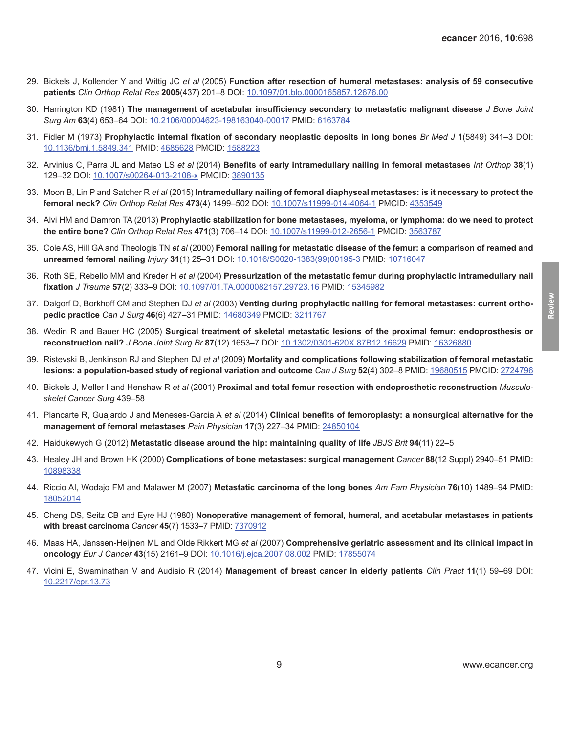29. Bickels J, Kollender Y and Wittig JC *et al* (2005) **Function after resection of humeral metastases: analysis of 59 consecutive patients** *Clin Orthop Relat Res* **2005**(437) 201–8 DOI: 10.1097/01.blo.0000165857.12676.00

30. Harrington KD (1981) **The management of acetabular insufficiency secondary to metastatic malignant disease** *J Bone Joint Surg Am* **63**(4) 653–64 DOI: 10.2106/00004623-198163040-00017 PMID: 6163784

31. Fidler M (1973) **Prophylactic internal fixation of secondary neoplastic deposits in long bones** *Br Med J* **1**(5849) 341–3 DOI: 10.1136/bmj.1.5849.341 PMID: 4685628 PMCID: 1588223

32. Arvinius C, Parra JL and Mateo LS *et al* (2014) **Benefits of early intramedullary nailing in femoral metastases** *Int Orthop* **38**(1) 129–32 DOI: 10.1007/s00264-013-2108-x PMCID: 3890135

33. Moon B, Lin P and Satcher R *et al* (2015) **Intramedullary nailing of femoral diaphyseal metastases: is it necessary to protect the femoral neck?** *Clin Orthop Relat Res* **473**(4) 1499–502 DOI: 10.1007/s11999-014-4064-1 PMCID: 4353549

34. Alvi HM and Damron TA (2013) **Prophylactic stabilization for bone metastases, myeloma, or lymphoma: do we need to protect the entire bone?** *Clin Orthop Relat Res* **471**(3) 706–14 DOI: 10.1007/s11999-012-2656-1 PMCID: 3563787

35. Cole AS, Hill GA and Theologis TN *et al* (2000) **Femoral nailing for metastatic disease of the femur: a comparison of reamed and unreamed femoral nailing** *Injury* **31**(1) 25–31 DOI: 10.1016/S0020-1383(99)00195-3 PMID: 10716047

36. Roth SE, Rebello MM and Kreder H *et al* (2004) **Pressurization of the metastatic femur during prophylactic intramedullary nail fixation** *J Trauma* **57**(2) 333–9 DOI: 10.1097/01.TA.0000082157.29723.16 PMID: 15345982

37. Dalgorf D, Borkhoff CM and Stephen DJ *et al* (2003) **Venting during prophylactic nailing for femoral metastases: current orthopedic practice** *Can J Surg* **46**(6) 427–31 PMID: 14680349 PMCID: 3211767

38. Wedin R and Bauer HC (2005) **Surgical treatment of skeletal metastatic lesions of the proximal femur: endoprosthesis or reconstruction nail?** *J Bone Joint Surg Br* **87**(12) 1653–7 DOI: 10.1302/0301-620X.87B12.16629 PMID: 16326880

39. Ristevski B, Jenkinson RJ and Stephen DJ *et al* (2009) **Mortality and complications following stabilization of femoral metastatic lesions: a population-based study of regional variation and outcome** *Can J Surg* **52**(4) 302–8 PMID: 19680515 PMCID: 2724796

40. Bickels J, Meller I and Henshaw R *et al* (2001) **Proximal and total femur resection with endoprosthetic reconstruction** *Musculoskelet Cancer Surg* 439–58

41. Plancarte R, Guajardo J and Meneses-Garcia A *et al* (2014) **Clinical benefits of femoroplasty: a nonsurgical alternative for the management of femoral metastases** *Pain Physician* **17**(3) 227–34 PMID: 24850104

42. Haidukewych G (2012) **Metastatic disease around the hip: maintaining quality of life** *JBJS Brit* **94**(11) 22–5

43. Healey JH and Brown HK (2000) **Complications of bone metastases: surgical management** *Cancer* **88**(12 Suppl) 2940–51 PMID: 10898338

44. Riccio AI, Wodajo FM and Malawer M (2007) **Metastatic carcinoma of the long bones** *Am Fam Physician* **76**(10) 1489–94 PMID: 18052014

45. Cheng DS, Seitz CB and Eyre HJ (1980) **Nonoperative management of femoral, humeral, and acetabular metastases in patients with breast carcinoma** *Cancer* **45**(7) 1533–7 PMID: 7370912

46. Maas HA, Janssen-Heijnen ML and Olde Rikkert MG *et al* (2007) **Comprehensive geriatric assessment and its clinical impact in oncology** *Eur J Cancer* **43**(15) 2161–9 DOI: 10.1016/j.ejca.2007.08.002 PMID: 17855074

47. Vicini E, Swaminathan V and Audisio R (2014) **Management of breast cancer in elderly patients** *Clin Pract* **11**(1) 59–69 DOI: 10.2217/cpr.13.73